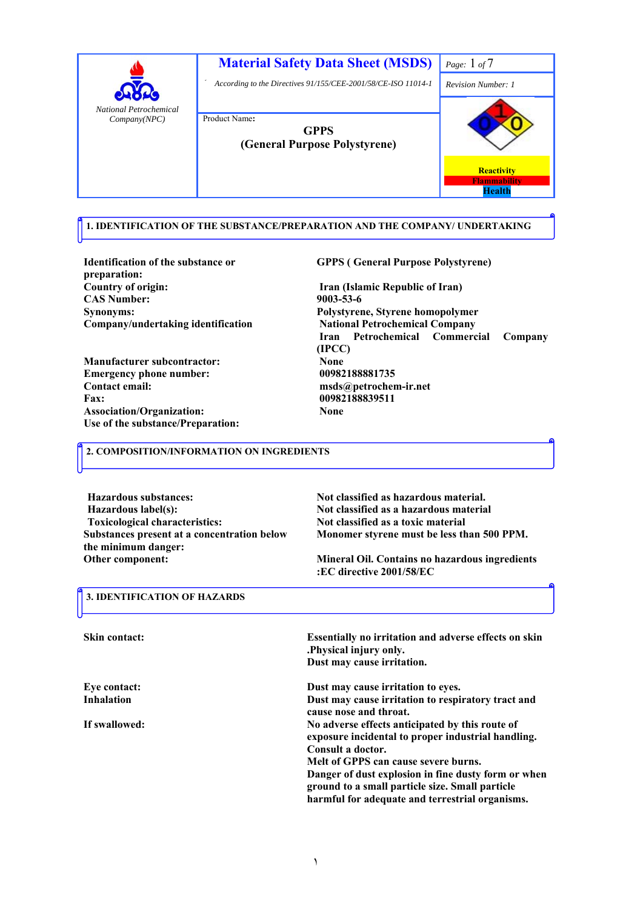| National Petrochemical Company(NPC) | **Material Safety Data Sheet (MSDS)**<br>*According to the Directives 91/155/CEE-2001/58/CE-ISO 11014-1* | *Revision Number: 1* |
|---|---|---|
| | Product Name:<br>**GPPS**<br>**(General Purpose Polystyrene)** | 1 / 0 / 0<br>Reactivity<br>Flammability<br>Health |

## 1. IDENTIFICATION OF THE SUBSTANCE/PREPARATION AND THE COMPANY/ UNDERTAKING

| | |
|---|---|
| **Identification of the substance or preparation:** | **GPPS ( General Purpose Polystyrene)** |
| **Country of origin:** | **Iran (Islamic Republic of Iran)** |
| **CAS Number:** | **9003-53-6** |
| **Synonyms:** | **Polystyrene, Styrene homopolymer** |
| **Company/undertaking identification** | **National Petrochemical Company**<br>**Iran Petrochemical Commercial Company (IPCC)** |
| **Manufacturer subcontractor:** | **None** |
| **Emergency phone number:** | **00982188881735** |
| **Contact email:** | **msds@petrochem-ir.net** |
| **Fax:** | **00982188839511** |
| **Association/Organization:** | **None** |
| **Use of the substance/Preparation:** | |

## 2. COMPOSITION/INFORMATION ON INGREDIENTS

| | |
|---|---|
| **Hazardous substances:** | **Not classified as hazardous material.** |
| **Hazardous label(s):** | **Not classified as a hazardous material** |
| **Toxicological characteristics:** | **Not classified as a toxic material** |
| **Substances present at a concentration below the minimum danger:** | **Monomer styrene must be less than 500 PPM.** |
| **Other component:** | **Mineral Oil. Contains no hazardous ingredients :EC directive 2001/58/EC** |

## 3. IDENTIFICATION OF HAZARDS

| | |
|---|---|
| **Skin contact:** | **Essentially no irritation and adverse effects on skin .Physical injury only.**<br>**Dust may cause irritation.** |
| **Eye contact:** | **Dust may cause irritation to eyes.** |
| **Inhalation** | **Dust may cause irritation to respiratory tract and cause nose and throat.** |
| **If swallowed:** | **No adverse effects anticipated by this route of exposure incidental to proper industrial handling. Consult a doctor.**<br>**Melt of GPPS can cause severe burns.**<br>**Danger of dust explosion in fine dusty form or when ground to a small particle size. Small particle harmful for adequate and terrestrial organisms.** |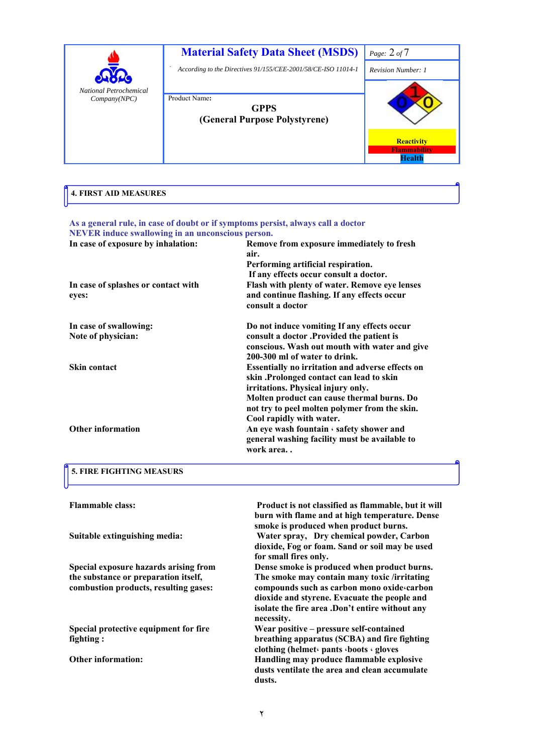| National Petrochemical Company(NPC) | **Material Safety Data Sheet (MSDS)** According to the Directives 91/155/CEE-2001/58/CE-ISO 11014-1 | Page: 2 of 7 |
|---|---|---|
| | | Revision Number: 1 |
| | Product Name: **GPPS (General Purpose Polystyrene)** | Health: 0, Flammability: 1, Reactivity: 0 |

## 4. FIRST AID MEASURES

**As a general rule, in case of doubt or if symptoms persist, always call a doctor**
**NEVER induce swallowing in an unconscious person.**

| | |
|---|---|
| **In case of exposure by inhalation:** | **Remove from exposure immediately to fresh air. Performing artificial respiration. If any effects occur consult a doctor.** |
| **In case of splashes or contact with eyes:** | **Flush with plenty of water. Remove eye lenses and continue flashing. If any effects occur consult a doctor** |
| **In case of swallowing: Note of physician:** | **Do not induce vomiting If any effects occur consult a doctor .Provided the patient is conscious. Wash out mouth with water and give 200-300 ml of water to drink.** |
| **Skin contact** | **Essentially no irritation and adverse effects on skin .Prolonged contact can lead to skin irritations. Physical injury only. Molten product can cause thermal burns. Do not try to peel molten polymer from the skin. Cool rapidly with water.** |
| **Other information** | **An eye wash fountain ، safety shower and general washing facility must be available to work area. .** |

## 5. FIRE FIGHTING MEASURES

| | |
|---|---|
| **Flammable class:** | **Product is not classified as flammable, but it will burn with flame and at high temperature. Dense smoke is produced when product burns.** |
| **Suitable extinguishing media:** | **Water spray, Dry chemical powder, Carbon dioxide, Fog or foam. Sand or soil may be used for small fires only.** |
| **Special exposure hazards arising from the substance or preparation itself, combustion products, resulting gases:** | **Dense smoke is produced when product burns. The smoke may contain many toxic /irritating compounds such as carbon mono oxide،carbon dioxide and styrene. Evacuate the people and isolate the fire area .Don't entire without any necessity.** |
| **Special protective equipment for fire fighting :** | **Wear positive – pressure self-contained breathing apparatus (SCBA) and fire fighting clothing (helmet، pants ،boots ، gloves** |
| **Other information:** | **Handling may produce flammable explosive dusts ventilate the area and clean accumulate dusts.** |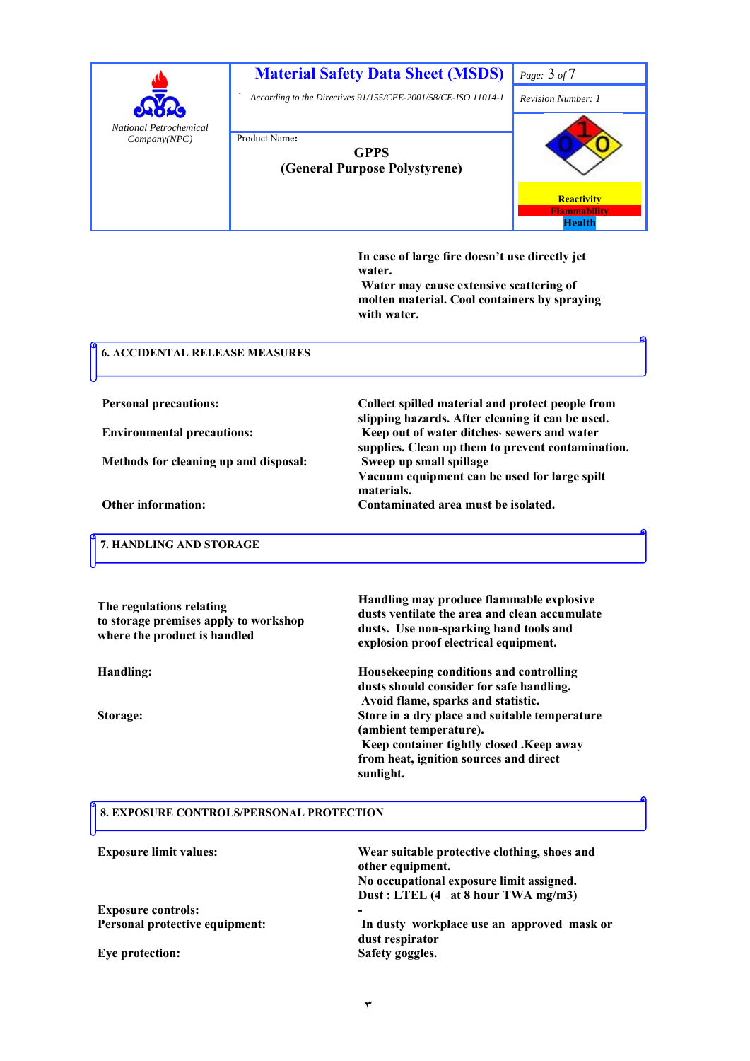In case of large fire doesn't use directly jet water.
Water may cause extensive scattering of molten material. Cool containers by spraying with water.

## 6. ACCIDENTAL RELEASE MEASURES

| | |
|---|---|
| **Personal precautions:** | **Collect spilled material and protect people from slipping hazards. After cleaning it can be used.** |
| **Environmental precautions:** | **Keep out of water ditches، sewers and water supplies. Clean up them to prevent contamination.** |
| **Methods for cleaning up and disposal:** | **Sweep up small spillage Vacuum equipment can be used for large spilt materials.** |
| **Other information:** | **Contaminated area must be isolated.** |

## 7. HANDLING AND STORAGE

| | |
|---|---|
| **The regulations relating to storage premises apply to workshop where the product is handled** | **Handling may produce flammable explosive dusts ventilate the area and clean accumulate dusts. Use non-sparking hand tools and explosion proof electrical equipment.** |
| **Handling:** | **Housekeeping conditions and controlling dusts should consider for safe handling. Avoid flame, sparks and statistic.** |
| **Storage:** | **Store in a dry place and suitable temperature (ambient temperature). Keep container tightly closed .Keep away from heat, ignition sources and direct sunlight.** |

## 8. EXPOSURE CONTROLS/PERSONAL PROTECTION

| | |
|---|---|
| **Exposure limit values:** | **Wear suitable protective clothing, shoes and other equipment. No occupational exposure limit assigned. Dust : LTEL (4 at 8 hour TWA mg/m3)** |
| **Exposure controls:** | **-** |
| **Personal protective equipment:** | **In dusty workplace use an approved mask or dust respirator** |
| **Eye protection:** | **Safety goggles.** |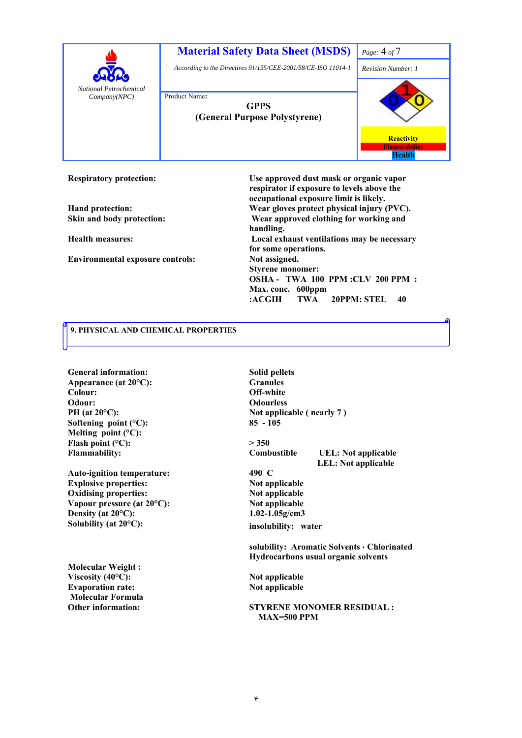| | |
|---|---|
| **Respiratory protection:** | **Use approved dust mask or organic vapor respirator if exposure to levels above the occupational exposure limit is likely.** |
| **Hand protection:** | **Wear gloves protect physical injury (PVC).** |
| **Skin and body protection:** | **Wear approved clothing for working and handling.** |
| **Health measures:** | **Local exhaust ventilations may be necessary for some operations.** |
| **Environmental exposure controls:** | **Not assigned.** |
| | **Styrene monomer:** |
| | **OSHA - TWA 100 PPM :CLV 200 PPM :** |
| | **Max. conc. 600ppm** |
| | **:ACGIH TWA 20PPM: STEL 40** |

## 9. PHYSICAL AND CHEMICAL PROPERTIES

| | |
|---|---|
| **General information:** | **Solid pellets** |
| **Appearance (at 20°C):** | **Granules** |
| **Colour:** | **Off-white** |
| **Odour:** | **Odourless** |
| **PH (at 20°C):** | **Not applicable ( nearly 7 )** |
| **Softening point (°C):** | **85 - 105** |
| **Melting point (°C):** | |
| **Flash point (°C):** | **> 350** |
| **Flammability:** | **Combustible UEL: Not applicable LEL: Not applicable** |
| **Auto-ignition temperature:** | **490 C** |
| **Explosive properties:** | **Not applicable** |
| **Oxidising properties:** | **Not applicable** |
| **Vapour pressure (at 20°C):** | **Not applicable** |
| **Density (at 20°C):** | **1.02-1.05g/cm3** |
| **Solubility (at 20°C):** | **insolubility: water** |
| | **solubility: Aromatic Solvents ، Chlorinated Hydrocarbons usual organic solvents** |
| **Molecular Weight :** | |
| **Viscosity (40°C):** | **Not applicable** |
| **Evaporation rate:** | **Not applicable** |
| **Molecular Formula** | |
| **Other information:** | **STYRENE MONOMER RESIDUAL : MAX=500 PPM** |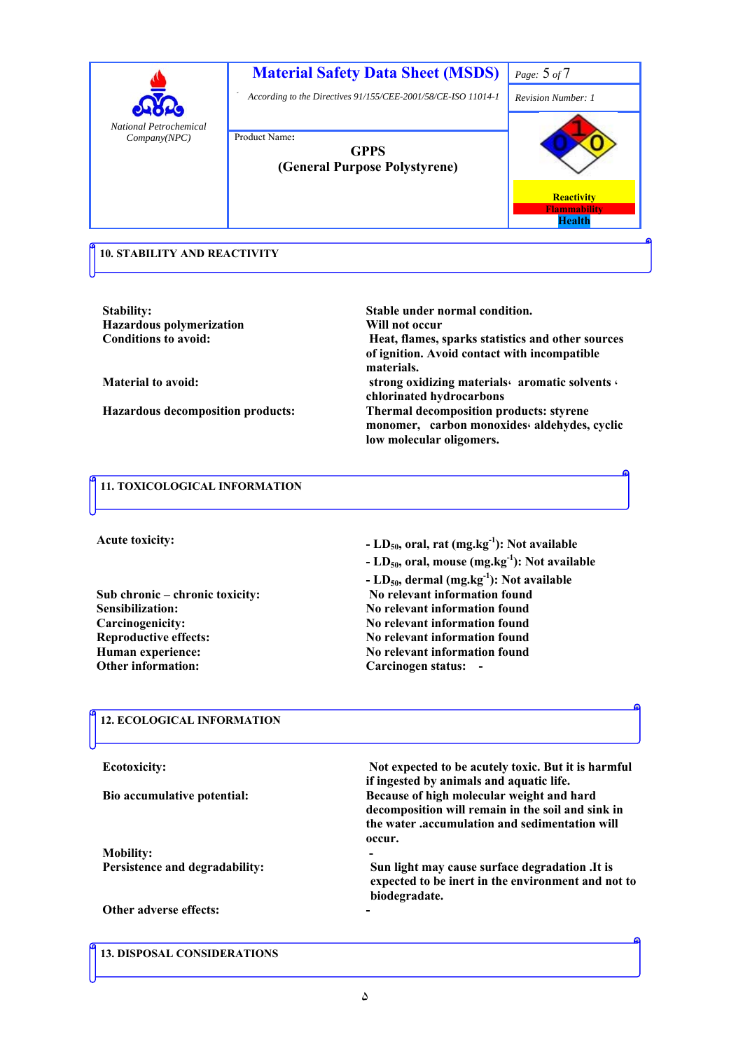## 10. STABILITY AND REACTIVITY

| | |
|---|---|
| **Stability:** | **Stable under normal condition.** |
| **Hazardous polymerization** | **Will not occur** |
| **Conditions to avoid:** | **Heat, flames, sparks statistics and other sources of ignition. Avoid contact with incompatible materials.** |
| **Material to avoid:** | **strong oxidizing materials، aromatic solvents ، chlorinated hydrocarbons** |
| **Hazardous decomposition products:** | **Thermal decomposition products: styrene monomer, carbon monoxides، aldehydes, cyclic low molecular oligomers.** |

## 11. TOXICOLOGICAL INFORMATION

| | |
|---|---|
| **Acute toxicity:** | **- $LD_{50}$, oral, rat ($mg.kg^{-1}$): Not available**<br>**- $LD_{50}$, oral, mouse ($mg.kg^{-1}$): Not available**<br>**- $LD_{50}$, dermal ($mg.kg^{-1}$): Not available** |
| **Sub chronic – chronic toxicity:** | **No relevant information found** |
| **Sensibilization:** | **No relevant information found** |
| **Carcinogenicity:** | **No relevant information found** |
| **Reproductive effects:** | **No relevant information found** |
| **Human experience:** | **No relevant information found** |
| **Other information:** | **Carcinogen status: -** |

## 12. ECOLOGICAL INFORMATION

| | |
|---|---|
| **Ecotoxicity:** | **Not expected to be acutely toxic. But it is harmful if ingested by animals and aquatic life.** |
| **Bio accumulative potential:** | **Because of high molecular weight and hard decomposition will remain in the soil and sink in the water .accumulation and sedimentation will occur.** |
| **Mobility:** | **-** |
| **Persistence and degradability:** | **Sun light may cause surface degradation .It is expected to be inert in the environment and not to biodegradate.** |
| **Other adverse effects:** | **-** |

## 13. DISPOSAL CONSIDERATIONS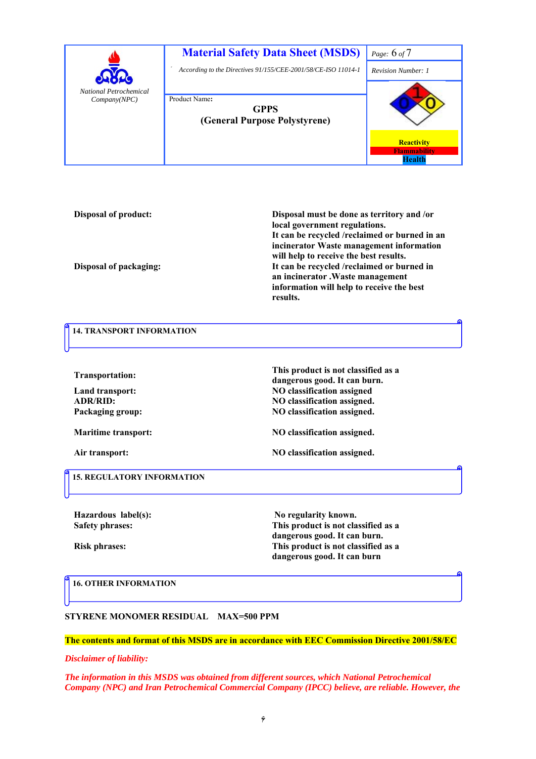| Disposal of product: | Disposal must be done as territory and /or local government regulations. It can be recycled /reclaimed or burned in an incinerator Waste management information will help to receive the best results. |
|---|---|
| Disposal of packaging: | It can be recycled /reclaimed or burned in an incinerator .Waste management information will help to receive the best results. |

## 14. TRANSPORT INFORMATION

| Transportation: | This product is not classified as a dangerous good. It can burn. |
|---|---|
| Land transport: | NO classification assigned |
| ADR/RID: | NO classification assigned. |
| Packaging group: | NO classification assigned. |
| Maritime transport: | NO classification assigned. |
| Air transport: | NO classification assigned. |

## 15. REGULATORY INFORMATION

| Hazardous label(s): | No regularity known. |
|---|---|
| Safety phrases: | This product is not classified as a dangerous good. It can burn. |
| Risk phrases: | This product is not classified as a dangerous good. It can burn |

## 16. OTHER INFORMATION

**STYRENE MONOMER RESIDUAL MAX=500 PPM**

**The contents and format of this MSDS are in accordance with EEC Commission Directive 2001/58/EC**

***Disclaimer of liability:***

***The information in this MSDS was obtained from different sources, which National Petrochemical Company (NPC) and Iran Petrochemical Commercial Company (IPCC) believe, are reliable. However, the***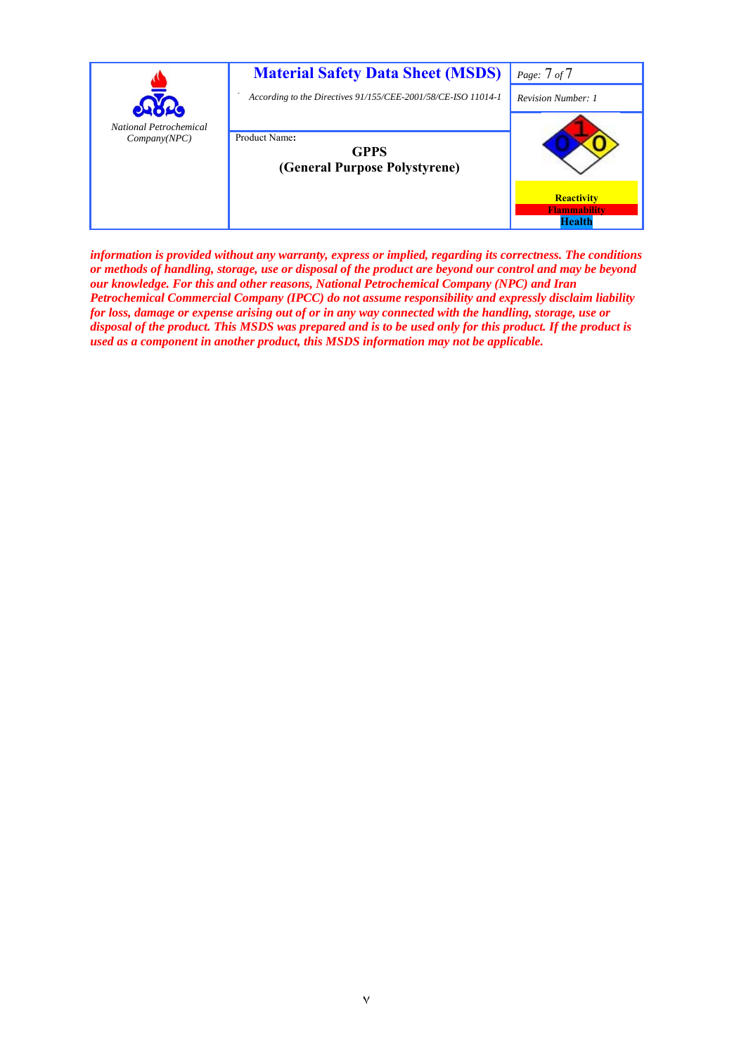***information is provided without any warranty, express or implied, regarding its correctness. The conditions or methods of handling, storage, use or disposal of the product are beyond our control and may be beyond our knowledge. For this and other reasons, National Petrochemical Company (NPC) and Iran Petrochemical Commercial Company (IPCC) do not assume responsibility and expressly disclaim liability for loss, damage or expense arising out of or in any way connected with the handling, storage, use or disposal of the product. This MSDS was prepared and is to be used only for this product. If the product is used as a component in another product, this MSDS information may not be applicable.***